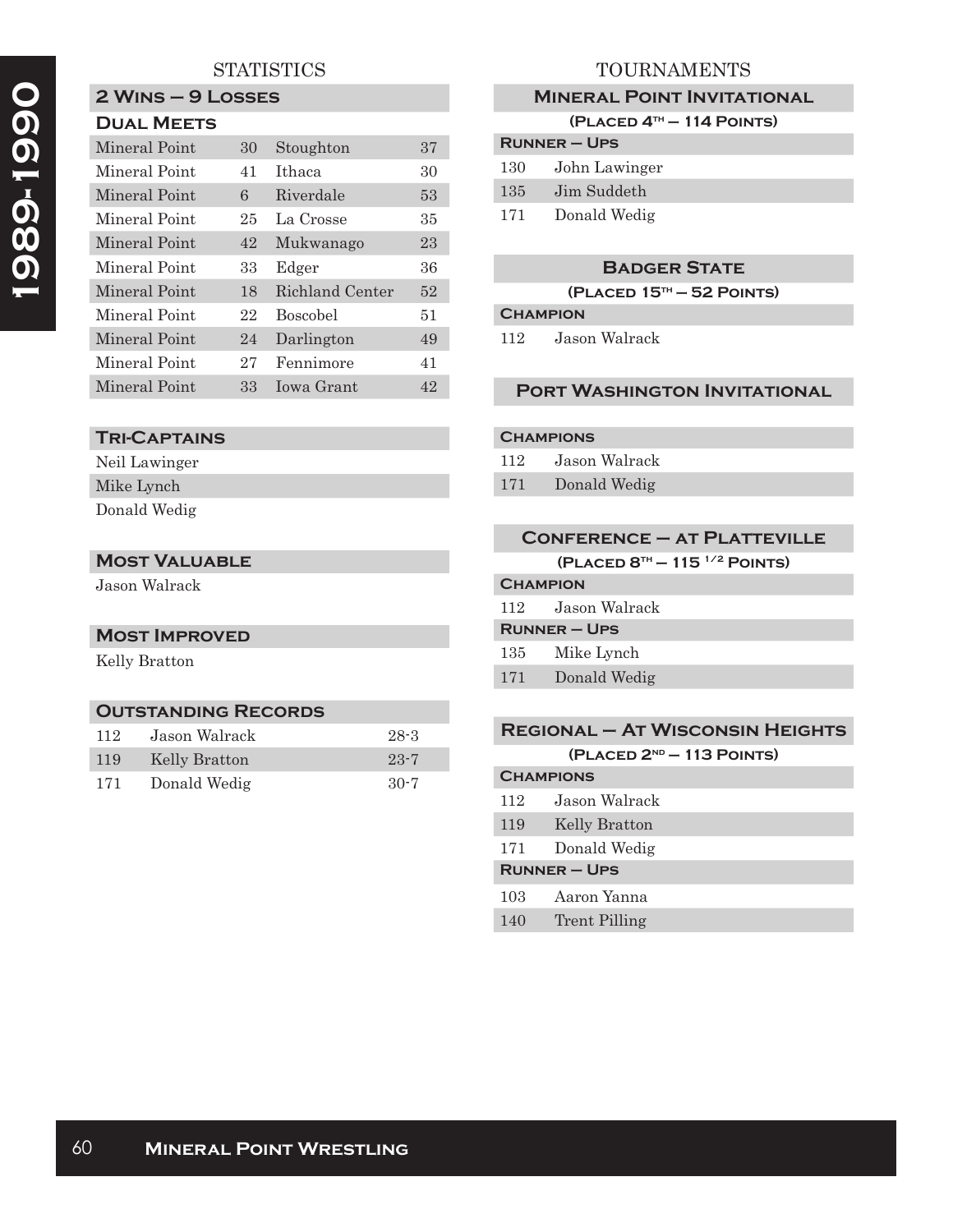# 1989-1990

## STATISTICS

### 2 Wins – 9 Losses

#### Dual Meets

| | | | |
|---|---|---|---|
| Mineral Point | 30 | Stoughton | 37 |
| Mineral Point | 41 | Ithaca | 30 |
| Mineral Point | 6 | Riverdale | 53 |
| Mineral Point | 25 | La Crosse | 35 |
| Mineral Point | 42 | Mukwanago | 23 |
| Mineral Point | 33 | Edger | 36 |
| Mineral Point | 18 | Richland Center | 52 |
| Mineral Point | 22 | Boscobel | 51 |
| Mineral Point | 24 | Darlington | 49 |
| Mineral Point | 27 | Fennimore | 41 |
| Mineral Point | 33 | Iowa Grant | 42 |

### Tri-Captains

Neil Lawinger
Mike Lynch
Donald Wedig

### Most Valuable

Jason Walrack

### Most Improved

Kelly Bratton

### Outstanding Records

| | | |
|---|---|---|
| 112 | Jason Walrack | 28-3 |
| 119 | Kelly Bratton | 23-7 |
| 171 | Donald Wedig | 30-7 |

## TOURNAMENTS

### Mineral Point Invitational

(Placed 4th – 114 Points)

**Runner – Ups**

| | |
|---|---|
| 130 | John Lawinger |
| 135 | Jim Suddeth |
| 171 | Donald Wedig |

### Badger State

(Placed 15th – 52 Points)

**Champion**

| | |
|---|---|
| 112 | Jason Walrack |

### Port Washington Invitational

**Champions**

| | |
|---|---|
| 112 | Jason Walrack |
| 171 | Donald Wedig |

### Conference – at Platteville

(Placed 8th – 115 1/2 Points)

**Champion**

| | |
|---|---|
| 112 | Jason Walrack |

**Runner – Ups**

| | |
|---|---|
| 135 | Mike Lynch |
| 171 | Donald Wedig |

### Regional – At Wisconsin Heights

(Placed 2nd – 113 Points)

**Champions**

| | |
|---|---|
| 112 | Jason Walrack |
| 119 | Kelly Bratton |
| 171 | Donald Wedig |

**Runner – Ups**

| | |
|---|---|
| 103 | Aaron Yanna |
| 140 | Trent Pilling |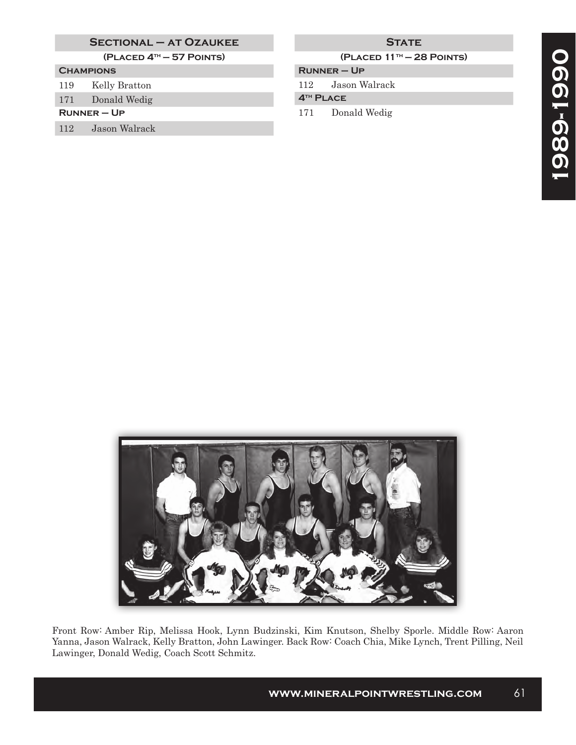## Sectional – at Ozaukee

**(Placed 4th – 57 Points)**

| | |
|---|---|
| **Champions** | |
| 119 | Kelly Bratton |
| 171 | Donald Wedig |
| **Runner – Up** | |
| 112 | Jason Walrack |

## State

**(Placed 11th – 28 Points)**

| | |
|---|---|
| **Runner – Up** | |
| 112 | Jason Walrack |
| **4th Place** | |
| 171 | Donald Wedig |

Front Row: Amber Rip, Melissa Hook, Lynn Budzinski, Kim Knutson, Shelby Sporle. Middle Row: Aaron Yanna, Jason Walrack, Kelly Bratton, John Lawinger. Back Row: Coach Chia, Mike Lynch, Trent Pilling, Neil Lawinger, Donald Wedig, Coach Scott Schmitz.